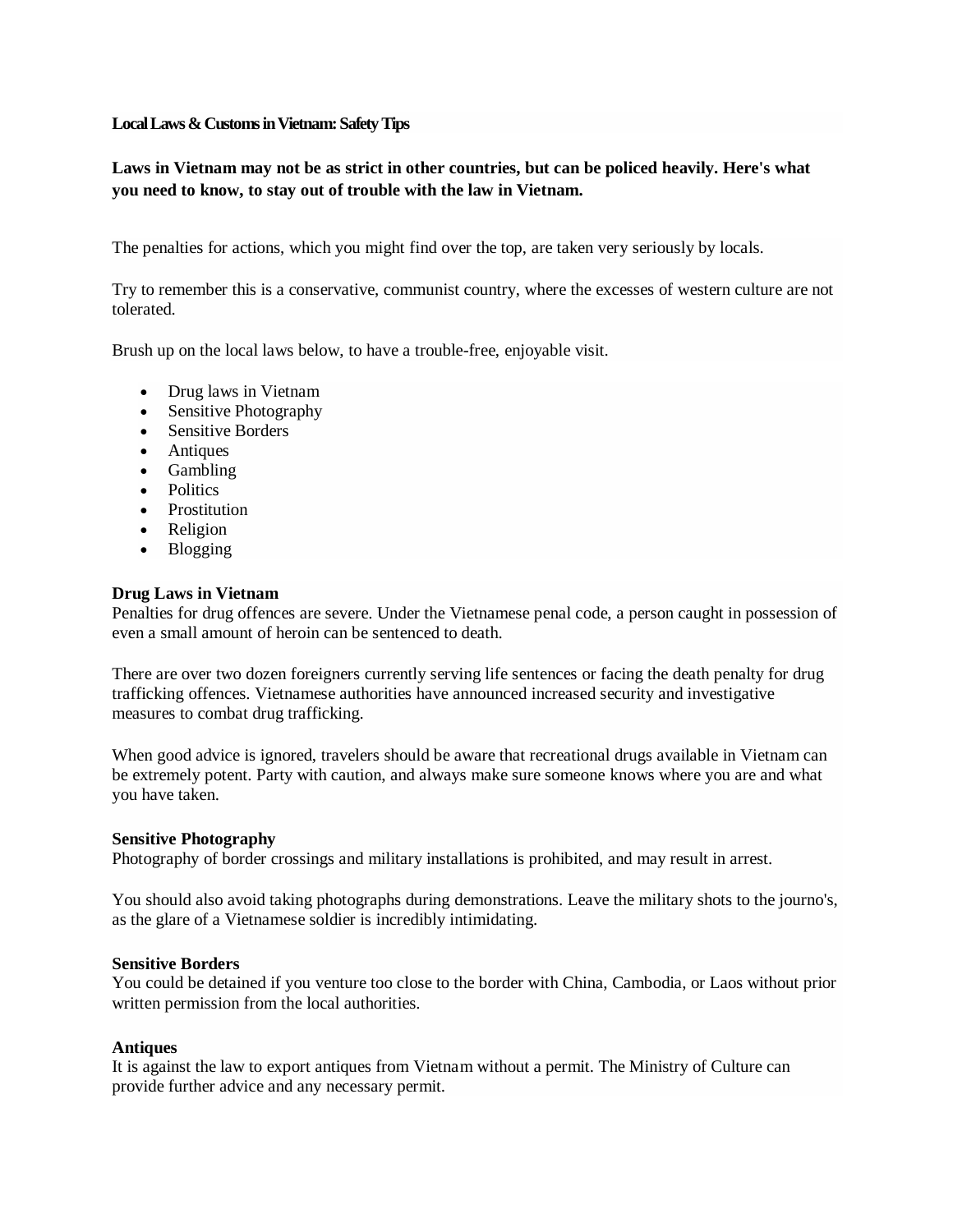**Local Laws & Customs in Vietnam: Safety Tips**

**Laws in Vietnam may not be as strict in other countries, but can be policed heavily. Here's what you need to know, to stay out of trouble with the law in Vietnam.**

The penalties for actions, which you might find over the top, are taken very seriously by locals.

Try to remember this is a conservative, communist country, where the excesses of western culture are not tolerated.

Brush up on the local laws below, to have a trouble-free, enjoyable visit.

- Drug laws in Vietnam
- Sensitive Photography
- Sensitive Borders
- Antiques
- Gambling
- Politics
- Prostitution
- Religion
- Blogging

**Drug Laws in Vietnam**
Penalties for drug offences are severe. Under the Vietnamese penal code, a person caught in possession of even a small amount of heroin can be sentenced to death.

There are over two dozen foreigners currently serving life sentences or facing the death penalty for drug trafficking offences. Vietnamese authorities have announced increased security and investigative measures to combat drug trafficking.

When good advice is ignored, travelers should be aware that recreational drugs available in Vietnam can be extremely potent. Party with caution, and always make sure someone knows where you are and what you have taken.

**Sensitive Photography**
Photography of border crossings and military installations is prohibited, and may result in arrest.

You should also avoid taking photographs during demonstrations. Leave the military shots to the journo's, as the glare of a Vietnamese soldier is incredibly intimidating.

**Sensitive Borders**
You could be detained if you venture too close to the border with China, Cambodia, or Laos without prior written permission from the local authorities.

**Antiques**
It is against the law to export antiques from Vietnam without a permit. The Ministry of Culture can provide further advice and any necessary permit.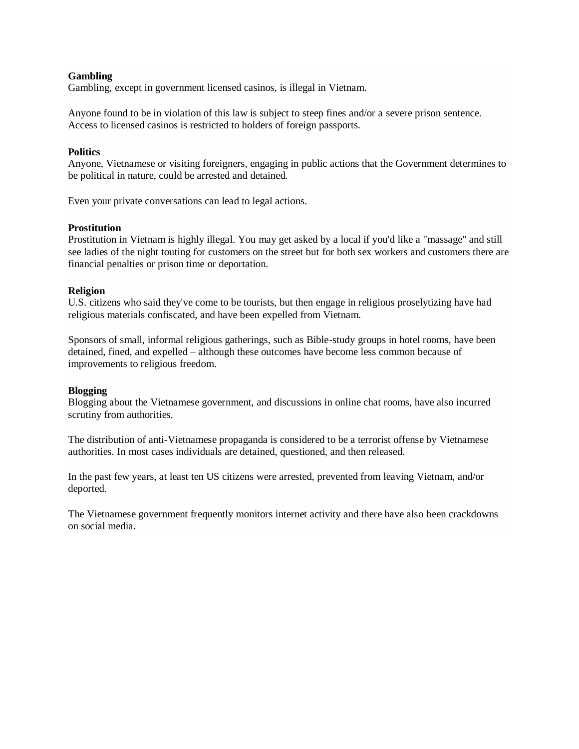**Gambling**
Gambling, except in government licensed casinos, is illegal in Vietnam.

Anyone found to be in violation of this law is subject to steep fines and/or a severe prison sentence. Access to licensed casinos is restricted to holders of foreign passports.

**Politics**
Anyone, Vietnamese or visiting foreigners, engaging in public actions that the Government determines to be political in nature, could be arrested and detained.

Even your private conversations can lead to legal actions.

**Prostitution**
Prostitution in Vietnam is highly illegal. You may get asked by a local if you'd like a "massage" and still see ladies of the night touting for customers on the street but for both sex workers and customers there are financial penalties or prison time or deportation.

**Religion**
U.S. citizens who said they've come to be tourists, but then engage in religious proselytizing have had religious materials confiscated, and have been expelled from Vietnam.

Sponsors of small, informal religious gatherings, such as Bible-study groups in hotel rooms, have been detained, fined, and expelled – although these outcomes have become less common because of improvements to religious freedom.

**Blogging**
Blogging about the Vietnamese government, and discussions in online chat rooms, have also incurred scrutiny from authorities.

The distribution of anti-Vietnamese propaganda is considered to be a terrorist offense by Vietnamese authorities. In most cases individuals are detained, questioned, and then released.

In the past few years, at least ten US citizens were arrested, prevented from leaving Vietnam, and/or deported.

The Vietnamese government frequently monitors internet activity and there have also been crackdowns on social media.